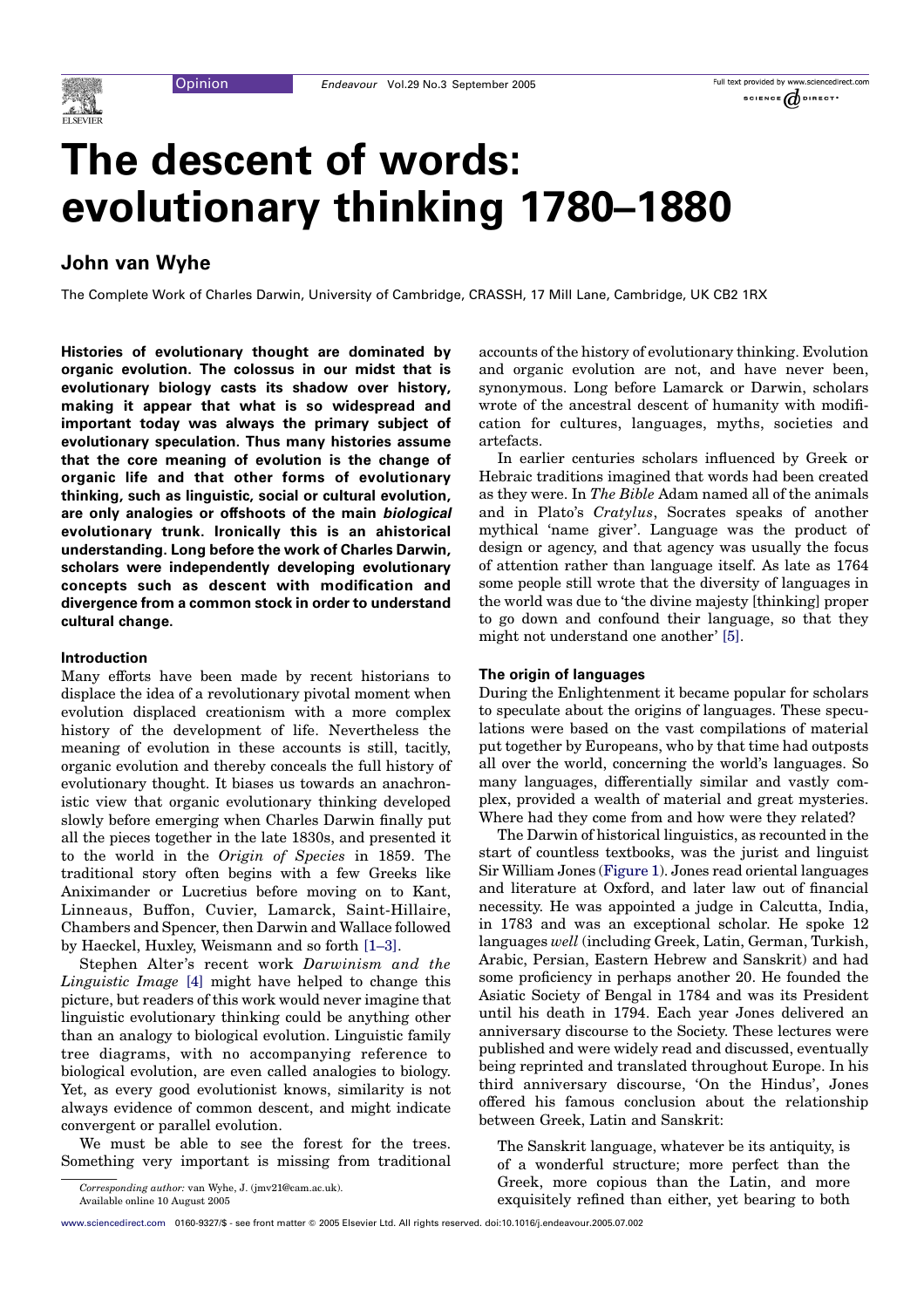# The descent of words: evolutionary thinking 1780–1880

## John van Wyhe

The Complete Work of Charles Darwin, University of Cambridge, CRASSH, 17 Mill Lane, Cambridge, UK CB2 1RX

**Histories of evolutionary thought are dominated by organic evolution. The colossus in our midst that is evolutionary biology casts its shadow over history, making it appear that what is so widespread and important today was always the primary subject of evolutionary speculation. Thus many histories assume that the core meaning of evolution is the change of organic life and that other forms of evolutionary thinking, such as linguistic, social or cultural evolution, are only analogies or offshoots of the main *biological* evolutionary trunk. Ironically this is an ahistorical understanding. Long before the work of Charles Darwin, scholars were independently developing evolutionary concepts such as descent with modification and divergence from a common stock in order to understand cultural change.**

### Introduction

Many efforts have been made by recent historians to displace the idea of a revolutionary pivotal moment when evolution displaced creationism with a more complex history of the development of life. Nevertheless the meaning of evolution in these accounts is still, tacitly, organic evolution and thereby conceals the full history of evolutionary thought. It biases us towards an anachronistic view that organic evolutionary thinking developed slowly before emerging when Charles Darwin finally put all the pieces together in the late 1830s, and presented it to the world in the *Origin of Species* in 1859. The traditional story often begins with a few Greeks like Aniximander or Lucretius before moving on to Kant, Linneaus, Buffon, Cuvier, Lamarck, Saint-Hillaire, Chambers and Spencer, then Darwin and Wallace followed by Haeckel, Huxley, Weismann and so forth [1–3].

Stephen Alter's recent work *Darwinism and the Linguistic Image* [4] might have helped to change this picture, but readers of this work would never imagine that linguistic evolutionary thinking could be anything other than an analogy to biological evolution. Linguistic family tree diagrams, with no accompanying reference to biological evolution, are even called analogies to biology. Yet, as every good evolutionist knows, similarity is not always evidence of common descent, and might indicate convergent or parallel evolution.

We must be able to see the forest for the trees. Something very important is missing from traditional accounts of the history of evolutionary thinking. Evolution and organic evolution are not, and have never been, synonymous. Long before Lamarck or Darwin, scholars wrote of the ancestral descent of humanity with modification for cultures, languages, myths, societies and artefacts.

In earlier centuries scholars influenced by Greek or Hebraic traditions imagined that words had been created as they were. In *The Bible* Adam named all of the animals and in Plato's *Cratylus*, Socrates speaks of another mythical 'name giver'. Language was the product of design or agency, and that agency was usually the focus of attention rather than language itself. As late as 1764 some people still wrote that the diversity of languages in the world was due to 'the divine majesty [thinking] proper to go down and confound their language, so that they might not understand one another' [5].

### The origin of languages

During the Enlightenment it became popular for scholars to speculate about the origins of languages. These speculations were based on the vast compilations of material put together by Europeans, who by that time had outposts all over the world, concerning the world's languages. So many languages, differentially similar and vastly complex, provided a wealth of material and great mysteries. Where had they come from and how were they related?

The Darwin of historical linguistics, as recounted in the start of countless textbooks, was the jurist and linguist Sir William Jones (Figure 1). Jones read oriental languages and literature at Oxford, and later law out of financial necessity. He was appointed a judge in Calcutta, India, in 1783 and was an exceptional scholar. He spoke 12 languages *well* (including Greek, Latin, German, Turkish, Arabic, Persian, Eastern Hebrew and Sanskrit) and had some proficiency in perhaps another 20. He founded the Asiatic Society of Bengal in 1784 and was its President until his death in 1794. Each year Jones delivered an anniversary discourse to the Society. These lectures were published and were widely read and discussed, eventually being reprinted and translated throughout Europe. In his third anniversary discourse, 'On the Hindus', Jones offered his famous conclusion about the relationship between Greek, Latin and Sanskrit:

> The Sanskrit language, whatever be its antiquity, is of a wonderful structure; more perfect than the Greek, more copious than the Latin, and more exquisitely refined than either, yet bearing to both

*Corresponding author:* van Wyhe, J. (jmv21@cam.ac.uk).
Available online 10 August 2005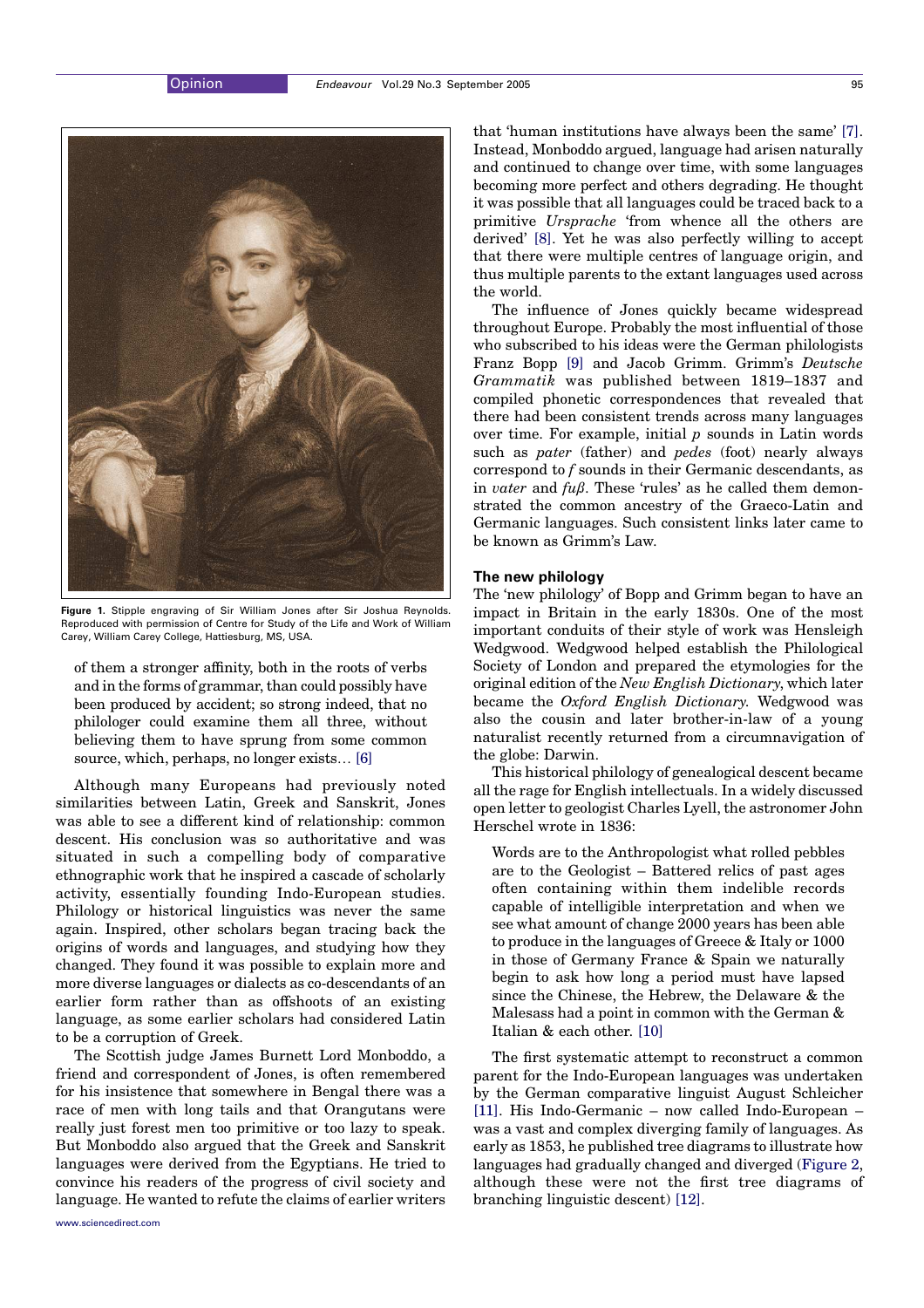Figure 1. Stipple engraving of Sir William Jones after Sir Joshua Reynolds. Reproduced with permission of Centre for Study of the Life and Work of William Carey, William Carey College, Hattiesburg, MS, USA.

> of them a stronger affinity, both in the roots of verbs and in the forms of grammar, than could possibly have been produced by accident; so strong indeed, that no philologer could examine them all three, without believing them to have sprung from some common source, which, perhaps, no longer exists… [6]

Although many Europeans had previously noted similarities between Latin, Greek and Sanskrit, Jones was able to see a different kind of relationship: common descent. His conclusion was so authoritative and was situated in such a compelling body of comparative ethnographic work that he inspired a cascade of scholarly activity, essentially founding Indo-European studies. Philology or historical linguistics was never the same again. Inspired, other scholars began tracing back the origins of words and languages, and studying how they changed. They found it was possible to explain more and more diverse languages or dialects as co-descendants of an earlier form rather than as offshoots of an existing language, as some earlier scholars had considered Latin to be a corruption of Greek.

The Scottish judge James Burnett Lord Monboddo, a friend and correspondent of Jones, is often remembered for his insistence that somewhere in Bengal there was a race of men with long tails and that Orangutans were really just forest men too primitive or too lazy to speak. But Monboddo also argued that the Greek and Sanskrit languages were derived from the Egyptians. He tried to convince his readers of the progress of civil society and language. He wanted to refute the claims of earlier writers that 'human institutions have always been the same' [7]. Instead, Monboddo argued, language had arisen naturally and continued to change over time, with some languages becoming more perfect and others degrading. He thought it was possible that all languages could be traced back to a primitive *Ursprache* 'from whence all the others are derived' [8]. Yet he was also perfectly willing to accept that there were multiple centres of language origin, and thus multiple parents to the extant languages used across the world.

The influence of Jones quickly became widespread throughout Europe. Probably the most influential of those who subscribed to his ideas were the German philologists Franz Bopp [9] and Jacob Grimm. Grimm's *Deutsche Grammatik* was published between 1819–1837 and compiled phonetic correspondences that revealed that there had been consistent trends across many languages over time. For example, initial *p* sounds in Latin words such as *pater* (father) and *pedes* (foot) nearly always correspond to *f* sounds in their Germanic descendants, as in *vater* and *fuß*. These 'rules' as he called them demonstrated the common ancestry of the Graeco-Latin and Germanic languages. Such consistent links later came to be known as Grimm's Law.

### The new philology

The 'new philology' of Bopp and Grimm began to have an impact in Britain in the early 1830s. One of the most important conduits of their style of work was Hensleigh Wedgwood. Wedgwood helped establish the Philological Society of London and prepared the etymologies for the original edition of the *New English Dictionary*, which later became the *Oxford English Dictionary*. Wedgwood was also the cousin and later brother-in-law of a young naturalist recently returned from a circumnavigation of the globe: Darwin.

This historical philology of genealogical descent became all the rage for English intellectuals. In a widely discussed open letter to geologist Charles Lyell, the astronomer John Herschel wrote in 1836:

> Words are to the Anthropologist what rolled pebbles are to the Geologist – Battered relics of past ages often containing within them indelible records capable of intelligible interpretation and when we see what amount of change 2000 years has been able to produce in the languages of Greece & Italy or 1000 in those of Germany France & Spain we naturally begin to ask how long a period must have lapsed since the Chinese, the Hebrew, the Delaware & the Malesass had a point in common with the German & Italian & each other. [10]

The first systematic attempt to reconstruct a common parent for the Indo-European languages was undertaken by the German comparative linguist August Schleicher [11]. His Indo-Germanic – now called Indo-European – was a vast and complex diverging family of languages. As early as 1853, he published tree diagrams to illustrate how languages had gradually changed and diverged (Figure 2, although these were not the first tree diagrams of branching linguistic descent) [12].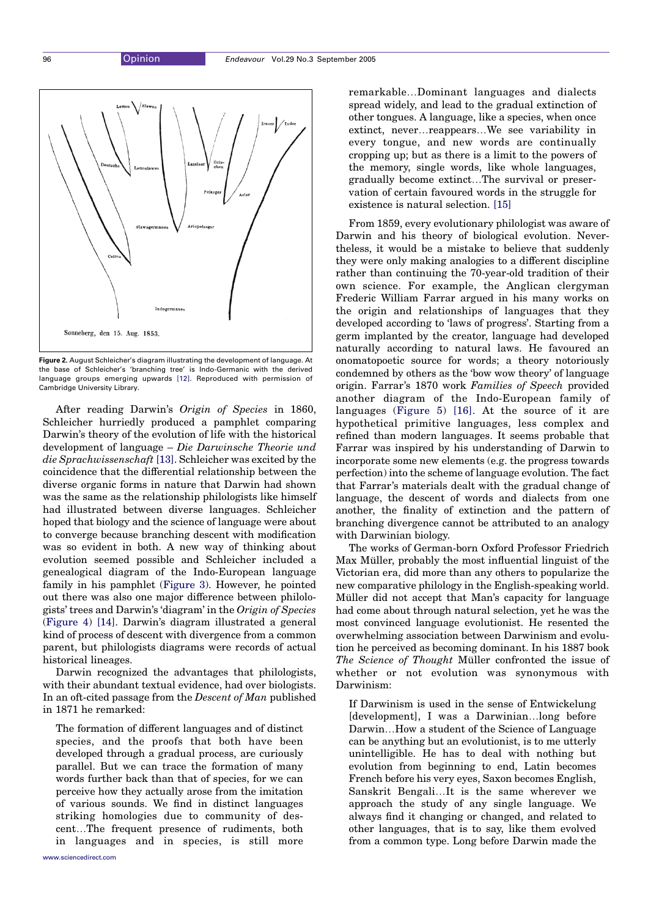Figure 2. August Schleicher's diagram illustrating the development of language. At the base of Schleicher's 'branching tree' is Indo-Germanic with the derived language groups emerging upwards [12]. Reproduced with permission of Cambridge University Library.

After reading Darwin's *Origin of Species* in 1860, Schleicher hurriedly produced a pamphlet comparing Darwin's theory of the evolution of life with the historical development of language – *Die Darwinsche Theorie und die Sprachwissenschaft* [13]. Schleicher was excited by the coincidence that the differential relationship between the diverse organic forms in nature that Darwin had shown was the same as the relationship philologists like himself had illustrated between diverse languages. Schleicher hoped that biology and the science of language were about to converge because branching descent with modification was so evident in both. A new way of thinking about evolution seemed possible and Schleicher included a genealogical diagram of the Indo-European language family in his pamphlet (Figure 3). However, he pointed out there was also one major difference between philologists' trees and Darwin's 'diagram' in the *Origin of Species* (Figure 4) [14]. Darwin's diagram illustrated a general kind of process of descent with divergence from a common parent, but philologists diagrams were records of actual historical lineages.

Darwin recognized the advantages that philologists, with their abundant textual evidence, had over biologists. In an oft-cited passage from the *Descent of Man* published in 1871 he remarked:

> The formation of different languages and of distinct species, and the proofs that both have been developed through a gradual process, are curiously parallel. But we can trace the formation of many words further back than that of species, for we can perceive how they actually arose from the imitation of various sounds. We find in distinct languages striking homologies due to community of descent…The frequent presence of rudiments, both in languages and in species, is still more remarkable…Dominant languages and dialects spread widely, and lead to the gradual extinction of other tongues. A language, like a species, when once extinct, never…reappears…We see variability in every tongue, and new words are continually cropping up; but as there is a limit to the powers of the memory, single words, like whole languages, gradually become extinct…The survival or preservation of certain favoured words in the struggle for existence is natural selection. [15]

From 1859, every evolutionary philologist was aware of Darwin and his theory of biological evolution. Nevertheless, it would be a mistake to believe that suddenly they were only making analogies to a different discipline rather than continuing the 70-year-old tradition of their own science. For example, the Anglican clergyman Frederic William Farrar argued in his many works on the origin and relationships of languages that they developed according to 'laws of progress'. Starting from a germ implanted by the creator, language had developed naturally according to natural laws. He favoured an onomatopoetic source for words; a theory notoriously condemned by others as the 'bow wow theory' of language origin. Farrar's 1870 work *Families of Speech* provided another diagram of the Indo-European family of languages (Figure 5) [16]. At the source of it are hypothetical primitive languages, less complex and refined than modern languages. It seems probable that Farrar was inspired by his understanding of Darwin to incorporate some new elements (e.g. the progress towards perfection) into the scheme of language evolution. The fact that Farrar's materials dealt with the gradual change of language, the descent of words and dialects from one another, the finality of extinction and the pattern of branching divergence cannot be attributed to an analogy with Darwinian biology.

The works of German-born Oxford Professor Friedrich Max Müller, probably the most influential linguist of the Victorian era, did more than any others to popularize the new comparative philology in the English-speaking world. Müller did not accept that Man's capacity for language had come about through natural selection, yet he was the most convinced language evolutionist. He resented the overwhelming association between Darwinism and evolution he perceived as becoming dominant. In his 1887 book *The Science of Thought* Müller confronted the issue of whether or not evolution was synonymous with Darwinism:

> If Darwinism is used in the sense of Entwickelung [development], I was a Darwinian…long before Darwin…How a student of the Science of Language can be anything but an evolutionist, is to me utterly unintelligible. He has to deal with nothing but evolution from beginning to end, Latin becomes French before his very eyes, Saxon becomes English, Sanskrit Bengali…It is the same wherever we approach the study of any single language. We always find it changing or changed, and related to other languages, that is to say, like them evolved from a common type. Long before Darwin made the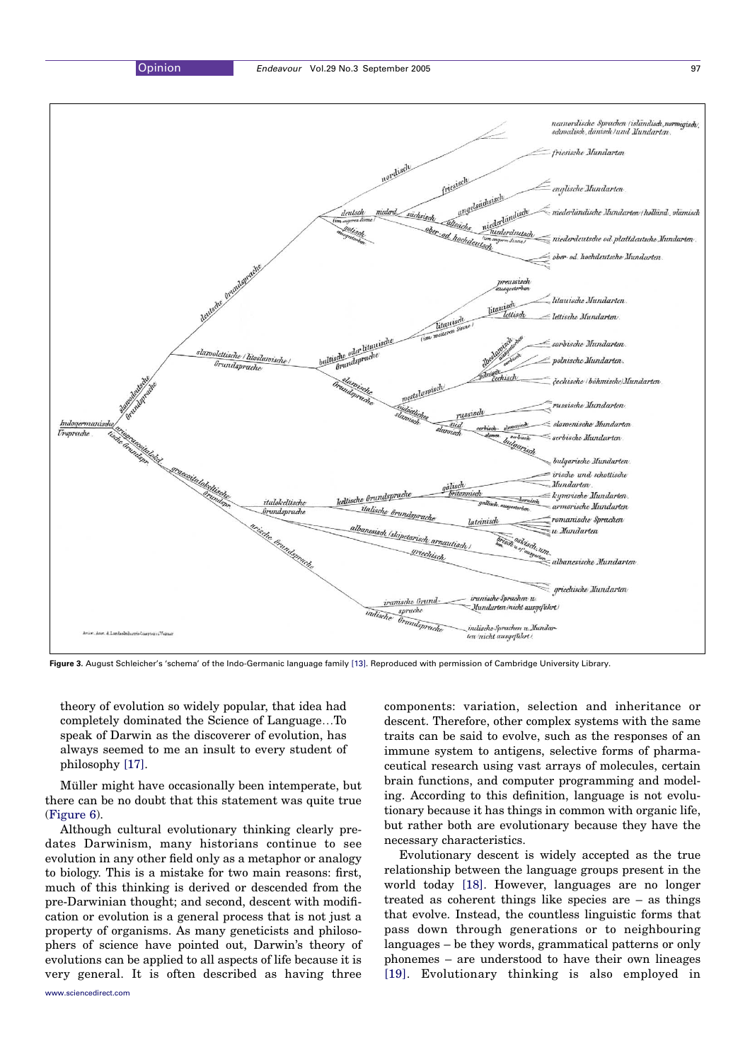**Figure 3.** August Schleicher's 'schema' of the Indo-Germanic language family [13]. Reproduced with permission of Cambridge University Library.

> theory of evolution so widely popular, that idea had completely dominated the Science of Language…To speak of Darwin as the discoverer of evolution, has always seemed to me an insult to every student of philosophy [17].

Müller might have occasionally been intemperate, but there can be no doubt that this statement was quite true (Figure 6).

Although cultural evolutionary thinking clearly predates Darwinism, many historians continue to see evolution in any other field only as a metaphor or analogy to biology. This is a mistake for two main reasons: first, much of this thinking is derived or descended from the pre-Darwinian thought; and second, descent with modification or evolution is a general process that is not just a property of organisms. As many geneticists and philosophers of science have pointed out, Darwin's theory of evolutions can be applied to all aspects of life because it is very general. It is often described as having three components: variation, selection and inheritance or descent. Therefore, other complex systems with the same traits can be said to evolve, such as the responses of an immune system to antigens, selective forms of pharmaceutical research using vast arrays of molecules, certain brain functions, and computer programming and modeling. According to this definition, language is not evolutionary because it has things in common with organic life, but rather both are evolutionary because they have the necessary characteristics.

Evolutionary descent is widely accepted as the true relationship between the language groups present in the world today [18]. However, languages are no longer treated as coherent things like species are – as things that evolve. Instead, the countless linguistic forms that pass down through generations or to neighbouring languages – be they words, grammatical patterns or only phonemes – are understood to have their own lineages [19]. Evolutionary thinking is also employed in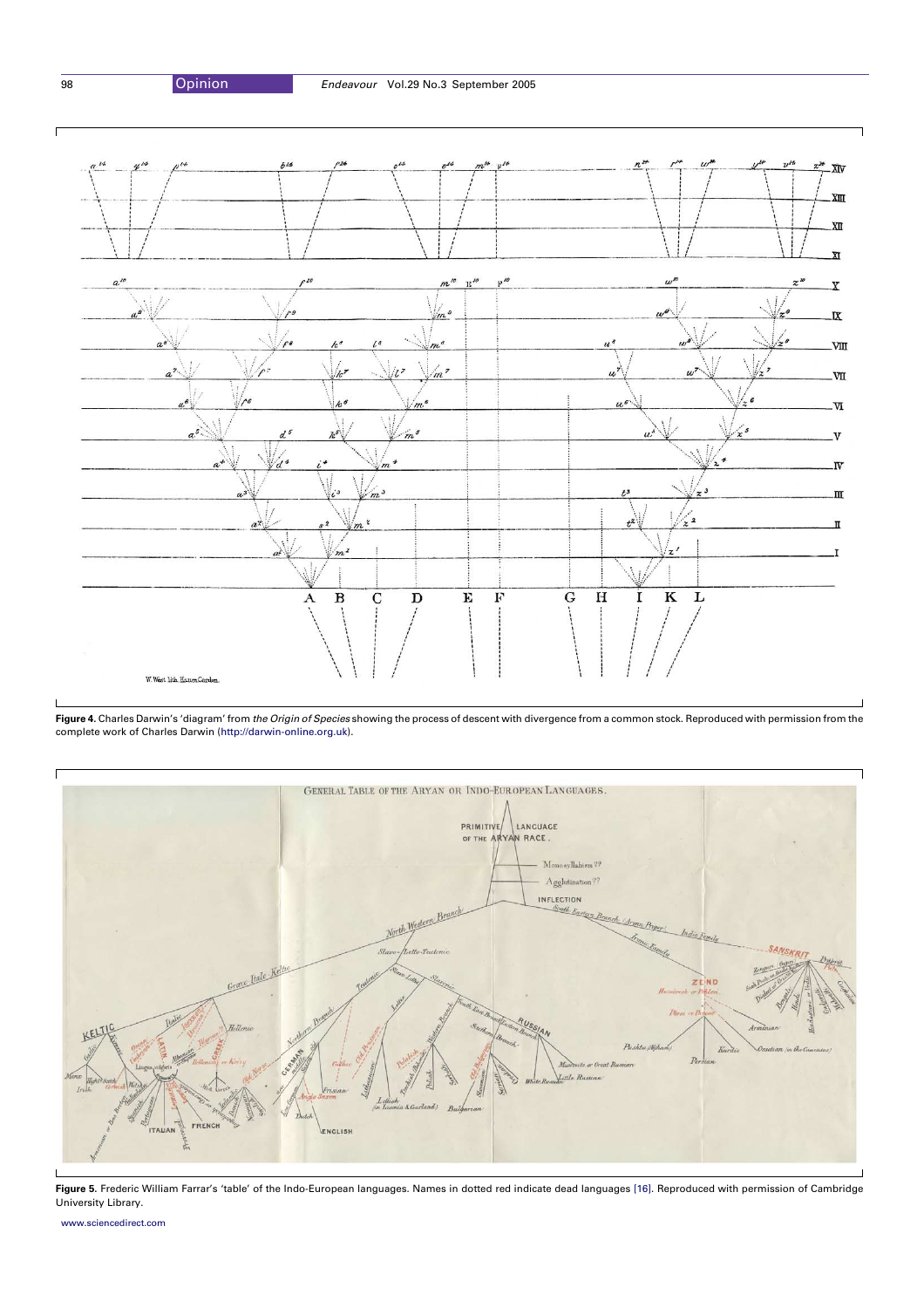**Figure 4.** Charles Darwin's 'diagram' from *the Origin of Species* showing the process of descent with divergence from a common stock. Reproduced with permission from the complete work of Charles Darwin (http://darwin-online.org.uk).

**Figure 5.** Frederic William Farrar's 'table' of the Indo-European languages. Names in dotted red indicate dead languages [16]. Reproduced with permission of Cambridge University Library.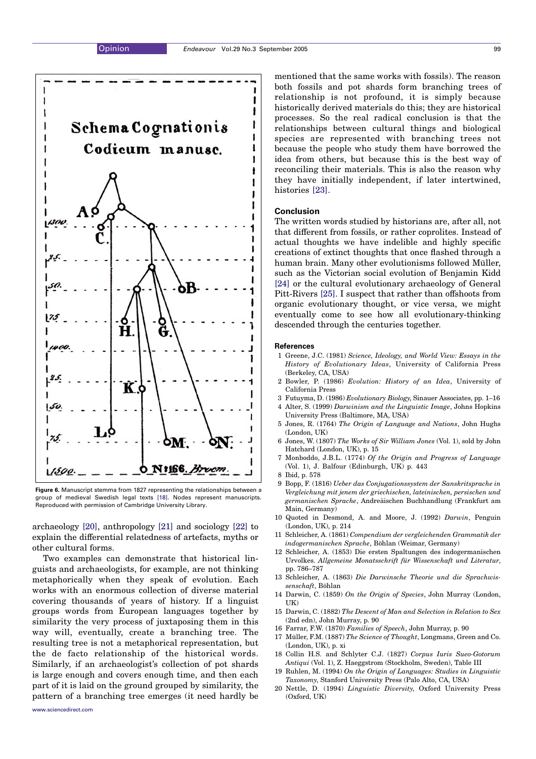Figure 6. Manuscript stemma from 1827 representing the relationships between a group of medieval Swedish legal texts [18]. Nodes represent manuscripts. Reproduced with permission of Cambridge University Library.

archaeology [20], anthropology [21] and sociology [22] to explain the differential relatedness of artefacts, myths or other cultural forms.

Two examples can demonstrate that historical linguists and archaeologists, for example, are not thinking metaphorically when they speak of evolution. Each works with an enormous collection of diverse material covering thousands of years of history. If a linguist groups words from European languages together by similarity the very process of juxtaposing them in this way will, eventually, create a branching tree. The resulting tree is not a metaphorical representation, but the de facto relationship of the historical words. Similarly, if an archaeologist's collection of pot shards is large enough and covers enough time, and then each part of it is laid on the ground grouped by similarity, the pattern of a branching tree emerges (it need hardly be mentioned that the same works with fossils). The reason both fossils and pot shards form branching trees of relationship is not profound, it is simply because historically derived materials do this; they are historical processes. So the real radical conclusion is that the relationships between cultural things and biological species are represented with branching trees not because the people who study them have borrowed the idea from others, but because this is the best way of reconciling their materials. This is also the reason why they have initially independent, if later intertwined, histories [23].

## Conclusion

The written words studied by historians are, after all, not that different from fossils, or rather coprolites. Instead of actual thoughts we have indelible and highly specific creations of extinct thoughts that once flashed through a human brain. Many other evolutionisms followed Müller, such as the Victorian social evolution of Benjamin Kidd [24] or the cultural evolutionary archaeology of General Pitt-Rivers [25]. I suspect that rather than offshoots from organic evolutionary thought, or vice versa, we might eventually come to see how all evolutionary-thinking descended through the centuries together.

## References

1 Greene, J.C. (1981) *Science, Ideology, and World View: Essays in the History of Evolutionary Ideas*, University of California Press (Berkeley, CA, USA)

2 Bowler, P. (1986) *Evolution: History of an Idea*, University of California Press

3 Futuyma, D. (1986) *Evolutionary Biology*, Sinauer Associates, pp. 1–16

4 Alter, S. (1999) *Darwinism and the Linguistic Image*, Johns Hopkins University Press (Baltimore, MA, USA)

5 Jones, R. (1764) *The Origin of Language and Nations*, John Hughs (London, UK)

6 Jones, W. (1807) *The Works of Sir William Jones* (Vol. 1), sold by John Hatchard (London, UK), p. 15

7 Monboddo, J.B.L. (1774) *Of the Origin and Progress of Language* (Vol. 1), J. Balfour (Edinburgh, UK) p. 443

8 Ibid, p. 578

9 Bopp, F. (1816) *Ueber das Conjugationssystem der Sanskritsprache in Vergleichung mit jenem der griechischen, lateinischen, persischen und germanischen Sprache*, Andreäischen Buchhandlung (Frankfurt am Main, Germany)

10 Quoted in Desmond, A. and Moore, J. (1992) *Darwin*, Penguin (London, UK), p. 214

11 Schleicher, A. (1861) *Compendium der vergleichenden Grammatik der indogermanischen Sprache*, Böhlan (Weimar, Germany)

12 Schleicher, A. (1853) Die ersten Spaltungen des indogermanischen Urvolkes. *Allgemeine Monatsschrift für Wissenschaft und Literatur*, pp. 786–787

13 Schleicher, A. (1863) *Die Darwinsche Theorie und die Sprachwissenschaft*, Böhlan

14 Darwin, C. (1859) *On the Origin of Species*, John Murray (London, UK)

15 Darwin, C. (1882) *The Descent of Man and Selection in Relation to Sex* (2nd edn), John Murray, p. 90

16 Farrar, F.W. (1870) *Families of Speech*, John Murray, p. 90

17 Müller, F.M. (1887) *The Science of Thought*, Longmans, Green and Co. (London, UK), p. xi

18 Collin H.S. and Schlyter C.J. (1827) *Corpus Iuris Sueo-Gotorum Antiqui* (Vol. 1), Z. Haeggstrom (Stockholm, Sweden), Table III

19 Ruhlen, M. (1994) *On the Origin of Languages: Studies in Linguistic Taxonomy*, Stanford University Press (Palo Alto, CA, USA)

20 Nettle, D. (1994) *Linguistic Diversity*, Oxford University Press (Oxford, UK)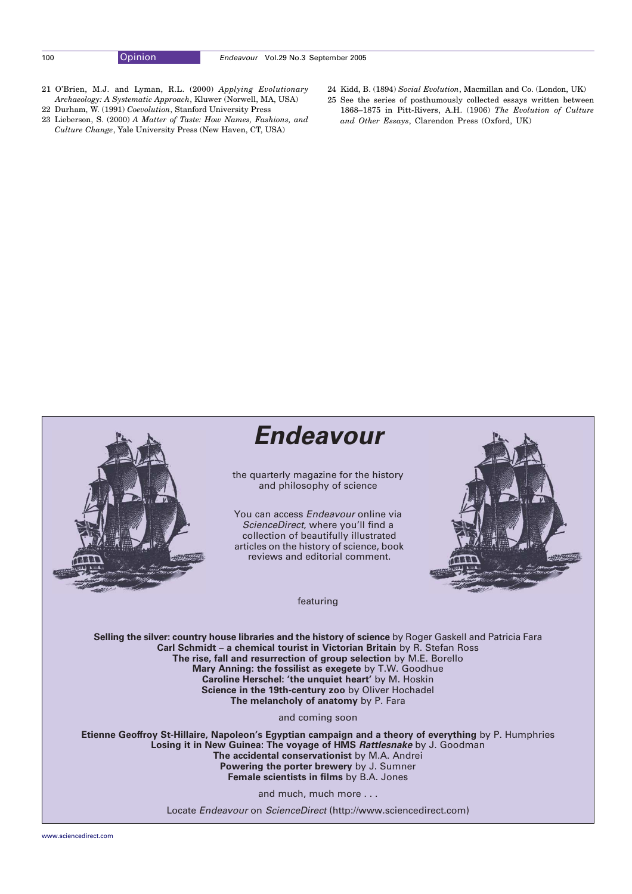21 O'Brien, M.J. and Lyman, R.L. (2000) *Applying Evolutionary Archaeology: A Systematic Approach*, Kluwer (Norwell, MA, USA)
22 Durham, W. (1991) *Coevolution*, Stanford University Press
23 Lieberson, S. (2000) *A Matter of Taste: How Names, Fashions, and Culture Change*, Yale University Press (New Haven, CT, USA)
24 Kidd, B. (1894) *Social Evolution*, Macmillan and Co. (London, UK)
25 See the series of posthumously collected essays written between 1868–1875 in Pitt-Rivers, A.H. (1906) *The Evolution of Culture and Other Essays*, Clarendon Press (Oxford, UK)

# *Endeavour*

the quarterly magazine for the history and philosophy of science

You can access *Endeavour* online via *ScienceDirect*, where you'll find a collection of beautifully illustrated articles on the history of science, book reviews and editorial comment.

featuring

**Selling the silver: country house libraries and the history of science** by Roger Gaskell and Patricia Fara
**Carl Schmidt – a chemical tourist in Victorian Britain** by R. Stefan Ross
**The rise, fall and resurrection of group selection** by M.E. Borello
**Mary Anning: the fossilist as exegete** by T.W. Goodhue
**Caroline Herschel: 'the unquiet heart'** by M. Hoskin
**Science in the 19th-century zoo** by Oliver Hochadel
**The melancholy of anatomy** by P. Fara

and coming soon

**Etienne Geoffroy St-Hillaire, Napoleon's Egyptian campaign and a theory of everything** by P. Humphries
**Losing it in New Guinea: The voyage of HMS *Rattlesnake*** by J. Goodman
**The accidental conservationist** by M.A. Andrei
**Powering the porter brewery** by J. Sumner
**Female scientists in films** by B.A. Jones

and much, much more . . .

Locate *Endeavour* on *ScienceDirect* (http://www.sciencedirect.com)